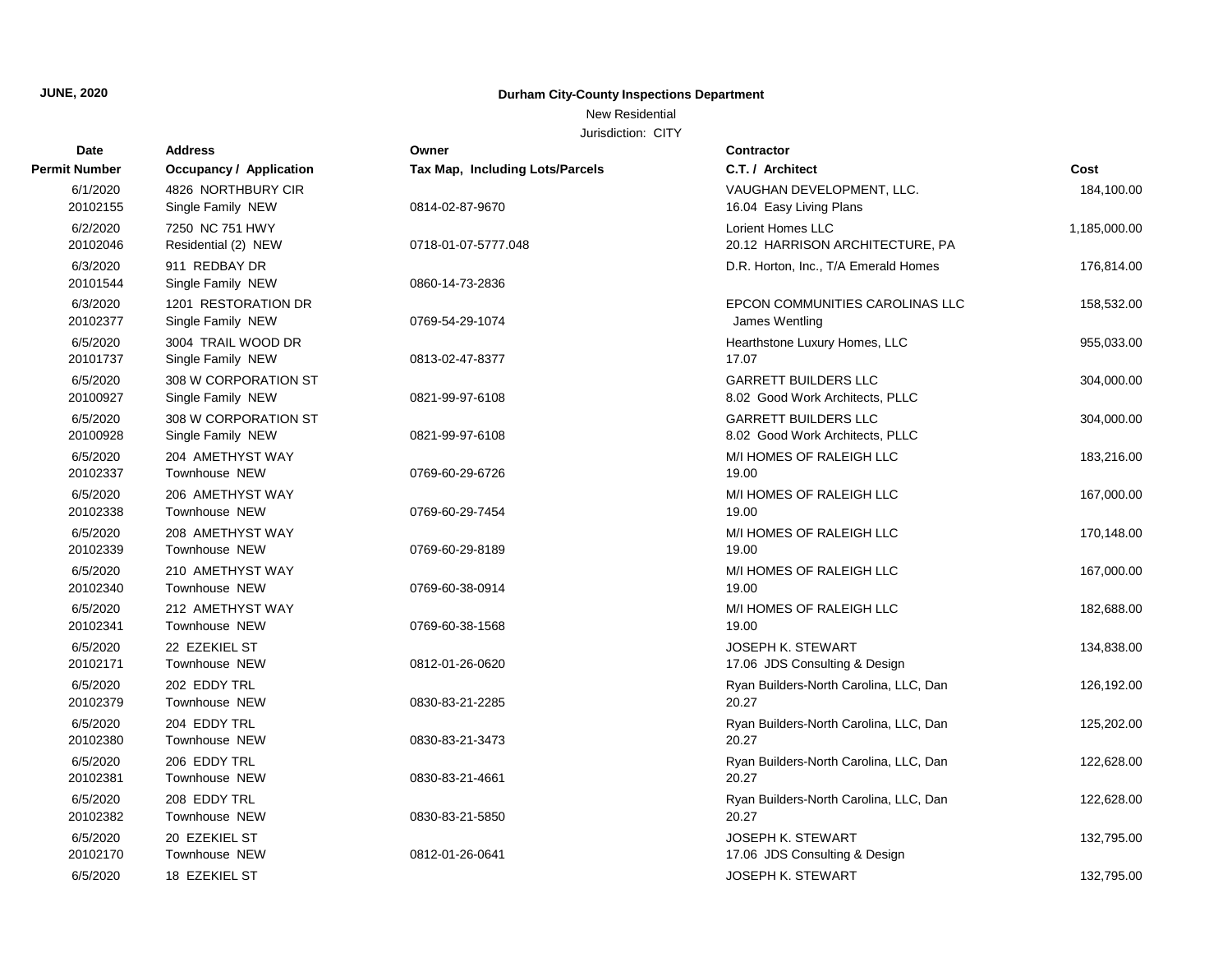**JUNE, 2020**

**Durham City-County Inspections Department**

New Residential

Jurisdiction: CITY

| Date<br>Permit Number | Address<br>Occupancy / Application | Owner<br>Tax Map, Including Lots/Parcels | Contractor<br>C.T. / Architect | Cost |
|---|---|---|---|---|
| 6/1/2020<br>20102155 | 4826 NORTHBURY CIR<br>Single Family NEW | 0814-02-87-9670 | VAUGHAN DEVELOPMENT, LLC.<br>16.04 Easy Living Plans | 184,100.00 |
| 6/2/2020<br>20102046 | 7250 NC 751 HWY<br>Residential (2) NEW | 0718-01-07-5777.048 | Lorient Homes LLC<br>20.12 HARRISON ARCHITECTURE, PA | 1,185,000.00 |
| 6/3/2020<br>20101544 | 911 REDBAY DR<br>Single Family NEW | 0860-14-73-2836 | D.R. Horton, Inc., T/A Emerald Homes | 176,814.00 |
| 6/3/2020<br>20102377 | 1201 RESTORATION DR<br>Single Family NEW | 0769-54-29-1074 | EPCON COMMUNITIES CAROLINAS LLC<br>James Wentling | 158,532.00 |
| 6/5/2020<br>20101737 | 3004 TRAIL WOOD DR<br>Single Family NEW | 0813-02-47-8377 | Hearthstone Luxury Homes, LLC<br>17.07 | 955,033.00 |
| 6/5/2020<br>20100927 | 308 W CORPORATION ST<br>Single Family NEW | 0821-99-97-6108 | GARRETT BUILDERS LLC<br>8.02 Good Work Architects, PLLC | 304,000.00 |
| 6/5/2020<br>20100928 | 308 W CORPORATION ST<br>Single Family NEW | 0821-99-97-6108 | GARRETT BUILDERS LLC<br>8.02 Good Work Architects, PLLC | 304,000.00 |
| 6/5/2020<br>20102337 | 204 AMETHYST WAY<br>Townhouse NEW | 0769-60-29-6726 | M/I HOMES OF RALEIGH LLC<br>19.00 | 183,216.00 |
| 6/5/2020<br>20102338 | 206 AMETHYST WAY<br>Townhouse NEW | 0769-60-29-7454 | M/I HOMES OF RALEIGH LLC<br>19.00 | 167,000.00 |
| 6/5/2020<br>20102339 | 208 AMETHYST WAY<br>Townhouse NEW | 0769-60-29-8189 | M/I HOMES OF RALEIGH LLC<br>19.00 | 170,148.00 |
| 6/5/2020<br>20102340 | 210 AMETHYST WAY<br>Townhouse NEW | 0769-60-38-0914 | M/I HOMES OF RALEIGH LLC<br>19.00 | 167,000.00 |
| 6/5/2020<br>20102341 | 212 AMETHYST WAY<br>Townhouse NEW | 0769-60-38-1568 | M/I HOMES OF RALEIGH LLC<br>19.00 | 182,688.00 |
| 6/5/2020<br>20102171 | 22 EZEKIEL ST<br>Townhouse NEW | 0812-01-26-0620 | JOSEPH K. STEWART<br>17.06 JDS Consulting & Design | 134,838.00 |
| 6/5/2020<br>20102379 | 202 EDDY TRL<br>Townhouse NEW | 0830-83-21-2285 | Ryan Builders-North Carolina, LLC, Dan<br>20.27 | 126,192.00 |
| 6/5/2020<br>20102380 | 204 EDDY TRL<br>Townhouse NEW | 0830-83-21-3473 | Ryan Builders-North Carolina, LLC, Dan<br>20.27 | 125,202.00 |
| 6/5/2020<br>20102381 | 206 EDDY TRL<br>Townhouse NEW | 0830-83-21-4661 | Ryan Builders-North Carolina, LLC, Dan<br>20.27 | 122,628.00 |
| 6/5/2020<br>20102382 | 208 EDDY TRL<br>Townhouse NEW | 0830-83-21-5850 | Ryan Builders-North Carolina, LLC, Dan<br>20.27 | 122,628.00 |
| 6/5/2020<br>20102170 | 20 EZEKIEL ST<br>Townhouse NEW | 0812-01-26-0641 | JOSEPH K. STEWART<br>17.06 JDS Consulting & Design | 132,795.00 |
| 6/5/2020 | 18 EZEKIEL ST | | JOSEPH K. STEWART | 132,795.00 |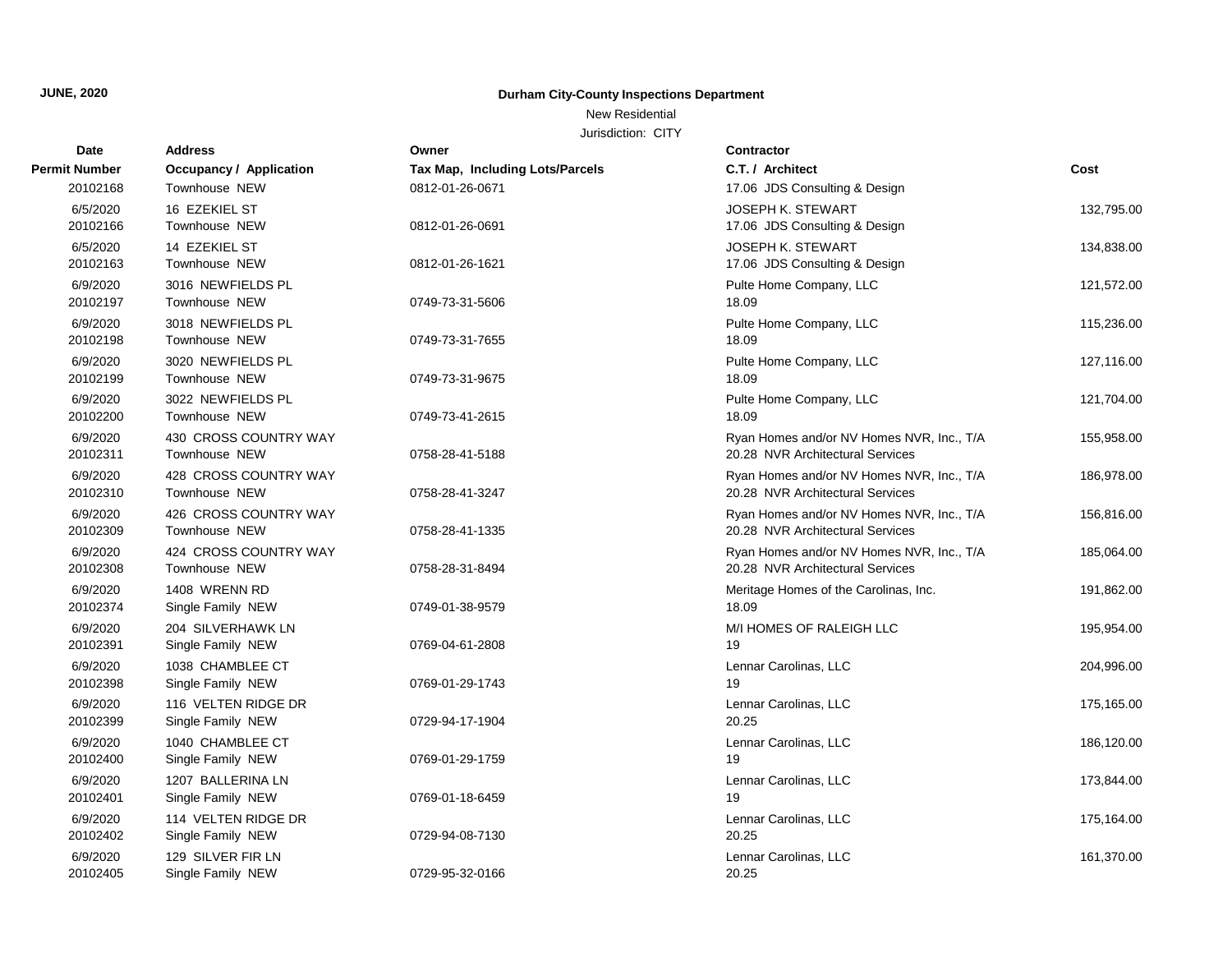**JUNE, 2020**

**Durham City-County Inspections Department**

New Residential

Jurisdiction: CITY

| Date<br>Permit Number | Address<br>Occupancy / Application | Owner<br>Tax Map, Including Lots/Parcels | Contractor<br>C.T. / Architect | Cost |
|---|---|---|---|---|
| 20102168 | Townhouse NEW | 0812-01-26-0671 | 17.06 JDS Consulting & Design | |
| 6/5/2020 | 16 EZEKIEL ST | | JOSEPH K. STEWART | 132,795.00 |
| 20102166 | Townhouse NEW | 0812-01-26-0691 | 17.06 JDS Consulting & Design | |
| 6/5/2020 | 14 EZEKIEL ST | | JOSEPH K. STEWART | 134,838.00 |
| 20102163 | Townhouse NEW | 0812-01-26-1621 | 17.06 JDS Consulting & Design | |
| 6/9/2020 | 3016 NEWFIELDS PL | | Pulte Home Company, LLC | 121,572.00 |
| 20102197 | Townhouse NEW | 0749-73-31-5606 | 18.09 | |
| 6/9/2020 | 3018 NEWFIELDS PL | | Pulte Home Company, LLC | 115,236.00 |
| 20102198 | Townhouse NEW | 0749-73-31-7655 | 18.09 | |
| 6/9/2020 | 3020 NEWFIELDS PL | | Pulte Home Company, LLC | 127,116.00 |
| 20102199 | Townhouse NEW | 0749-73-31-9675 | 18.09 | |
| 6/9/2020 | 3022 NEWFIELDS PL | | Pulte Home Company, LLC | 121,704.00 |
| 20102200 | Townhouse NEW | 0749-73-41-2615 | 18.09 | |
| 6/9/2020 | 430 CROSS COUNTRY WAY | | Ryan Homes and/or NV Homes NVR, Inc., T/A | 155,958.00 |
| 20102311 | Townhouse NEW | 0758-28-41-5188 | 20.28 NVR Architectural Services | |
| 6/9/2020 | 428 CROSS COUNTRY WAY | | Ryan Homes and/or NV Homes NVR, Inc., T/A | 186,978.00 |
| 20102310 | Townhouse NEW | 0758-28-41-3247 | 20.28 NVR Architectural Services | |
| 6/9/2020 | 426 CROSS COUNTRY WAY | | Ryan Homes and/or NV Homes NVR, Inc., T/A | 156,816.00 |
| 20102309 | Townhouse NEW | 0758-28-41-1335 | 20.28 NVR Architectural Services | |
| 6/9/2020 | 424 CROSS COUNTRY WAY | | Ryan Homes and/or NV Homes NVR, Inc., T/A | 185,064.00 |
| 20102308 | Townhouse NEW | 0758-28-31-8494 | 20.28 NVR Architectural Services | |
| 6/9/2020 | 1408 WRENN RD | | Meritage Homes of the Carolinas, Inc. | 191,862.00 |
| 20102374 | Single Family NEW | 0749-01-38-9579 | 18.09 | |
| 6/9/2020 | 204 SILVERHAWK LN | | M/I HOMES OF RALEIGH LLC | 195,954.00 |
| 20102391 | Single Family NEW | 0769-04-61-2808 | 19 | |
| 6/9/2020 | 1038 CHAMBLEE CT | | Lennar Carolinas, LLC | 204,996.00 |
| 20102398 | Single Family NEW | 0769-01-29-1743 | 19 | |
| 6/9/2020 | 116 VELTEN RIDGE DR | | Lennar Carolinas, LLC | 175,165.00 |
| 20102399 | Single Family NEW | 0729-94-17-1904 | 20.25 | |
| 6/9/2020 | 1040 CHAMBLEE CT | | Lennar Carolinas, LLC | 186,120.00 |
| 20102400 | Single Family NEW | 0769-01-29-1759 | 19 | |
| 6/9/2020 | 1207 BALLERINA LN | | Lennar Carolinas, LLC | 173,844.00 |
| 20102401 | Single Family NEW | 0769-01-18-6459 | 19 | |
| 6/9/2020 | 114 VELTEN RIDGE DR | | Lennar Carolinas, LLC | 175,164.00 |
| 20102402 | Single Family NEW | 0729-94-08-7130 | 20.25 | |
| 6/9/2020 | 129 SILVER FIR LN | | Lennar Carolinas, LLC | 161,370.00 |
| 20102405 | Single Family NEW | 0729-95-32-0166 | 20.25 | |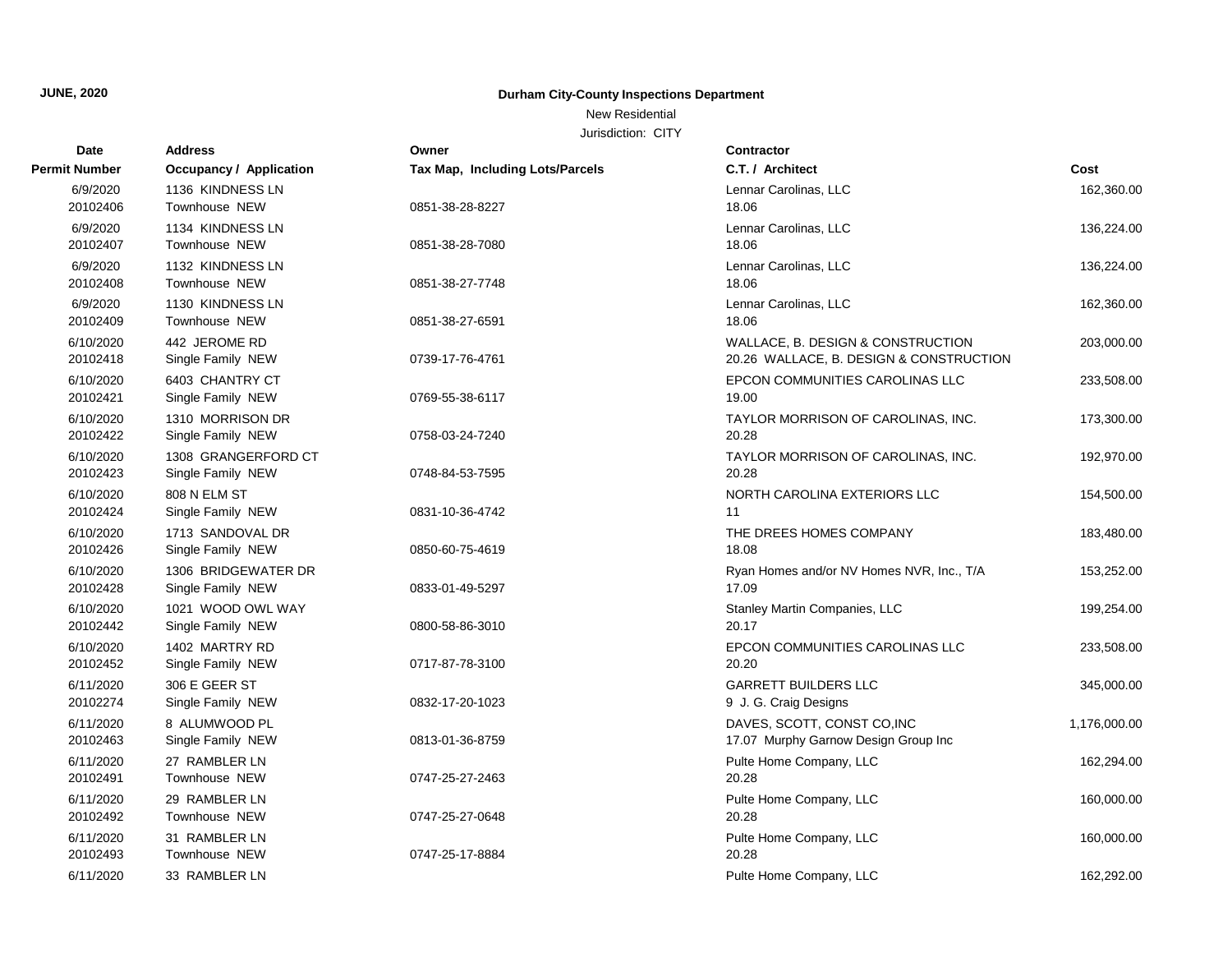**JUNE, 2020**

**Durham City-County Inspections Department**

New Residential

Jurisdiction: CITY

| Date<br>Permit Number | Address<br>Occupancy / Application | Owner<br>Tax Map, Including Lots/Parcels | Contractor<br>C.T. / Architect | Cost |
|---|---|---|---|---|
| 6/9/2020<br>20102406 | 1136 KINDNESS LN<br>Townhouse NEW | 0851-38-28-8227 | Lennar Carolinas, LLC<br>18.06 | 162,360.00 |
| 6/9/2020<br>20102407 | 1134 KINDNESS LN<br>Townhouse NEW | 0851-38-28-7080 | Lennar Carolinas, LLC<br>18.06 | 136,224.00 |
| 6/9/2020<br>20102408 | 1132 KINDNESS LN<br>Townhouse NEW | 0851-38-27-7748 | Lennar Carolinas, LLC<br>18.06 | 136,224.00 |
| 6/9/2020<br>20102409 | 1130 KINDNESS LN<br>Townhouse NEW | 0851-38-27-6591 | Lennar Carolinas, LLC<br>18.06 | 162,360.00 |
| 6/10/2020<br>20102418 | 442 JEROME RD<br>Single Family NEW | 0739-17-76-4761 | WALLACE, B. DESIGN & CONSTRUCTION<br>20.26 WALLACE, B. DESIGN & CONSTRUCTION | 203,000.00 |
| 6/10/2020<br>20102421 | 6403 CHANTRY CT<br>Single Family NEW | 0769-55-38-6117 | EPCON COMMUNITIES CAROLINAS LLC<br>19.00 | 233,508.00 |
| 6/10/2020<br>20102422 | 1310 MORRISON DR<br>Single Family NEW | 0758-03-24-7240 | TAYLOR MORRISON OF CAROLINAS, INC.<br>20.28 | 173,300.00 |
| 6/10/2020<br>20102423 | 1308 GRANGERFORD CT<br>Single Family NEW | 0748-84-53-7595 | TAYLOR MORRISON OF CAROLINAS, INC.<br>20.28 | 192,970.00 |
| 6/10/2020<br>20102424 | 808 N ELM ST<br>Single Family NEW | 0831-10-36-4742 | NORTH CAROLINA EXTERIORS LLC<br>11 | 154,500.00 |
| 6/10/2020<br>20102426 | 1713 SANDOVAL DR<br>Single Family NEW | 0850-60-75-4619 | THE DREES HOMES COMPANY<br>18.08 | 183,480.00 |
| 6/10/2020<br>20102428 | 1306 BRIDGEWATER DR<br>Single Family NEW | 0833-01-49-5297 | Ryan Homes and/or NV Homes NVR, Inc., T/A<br>17.09 | 153,252.00 |
| 6/10/2020<br>20102442 | 1021 WOOD OWL WAY<br>Single Family NEW | 0800-58-86-3010 | Stanley Martin Companies, LLC<br>20.17 | 199,254.00 |
| 6/10/2020<br>20102452 | 1402 MARTRY RD<br>Single Family NEW | 0717-87-78-3100 | EPCON COMMUNITIES CAROLINAS LLC<br>20.20 | 233,508.00 |
| 6/11/2020<br>20102274 | 306 E GEER ST<br>Single Family NEW | 0832-17-20-1023 | GARRETT BUILDERS LLC<br>9 J. G. Craig Designs | 345,000.00 |
| 6/11/2020<br>20102463 | 8 ALUMWOOD PL<br>Single Family NEW | 0813-01-36-8759 | DAVES, SCOTT, CONST CO,INC<br>17.07 Murphy Garnow Design Group Inc | 1,176,000.00 |
| 6/11/2020<br>20102491 | 27 RAMBLER LN<br>Townhouse NEW | 0747-25-27-2463 | Pulte Home Company, LLC<br>20.28 | 162,294.00 |
| 6/11/2020<br>20102492 | 29 RAMBLER LN<br>Townhouse NEW | 0747-25-27-0648 | Pulte Home Company, LLC<br>20.28 | 160,000.00 |
| 6/11/2020<br>20102493 | 31 RAMBLER LN<br>Townhouse NEW | 0747-25-17-8884 | Pulte Home Company, LLC<br>20.28 | 160,000.00 |
| 6/11/2020 | 33 RAMBLER LN | | Pulte Home Company, LLC | 162,292.00 |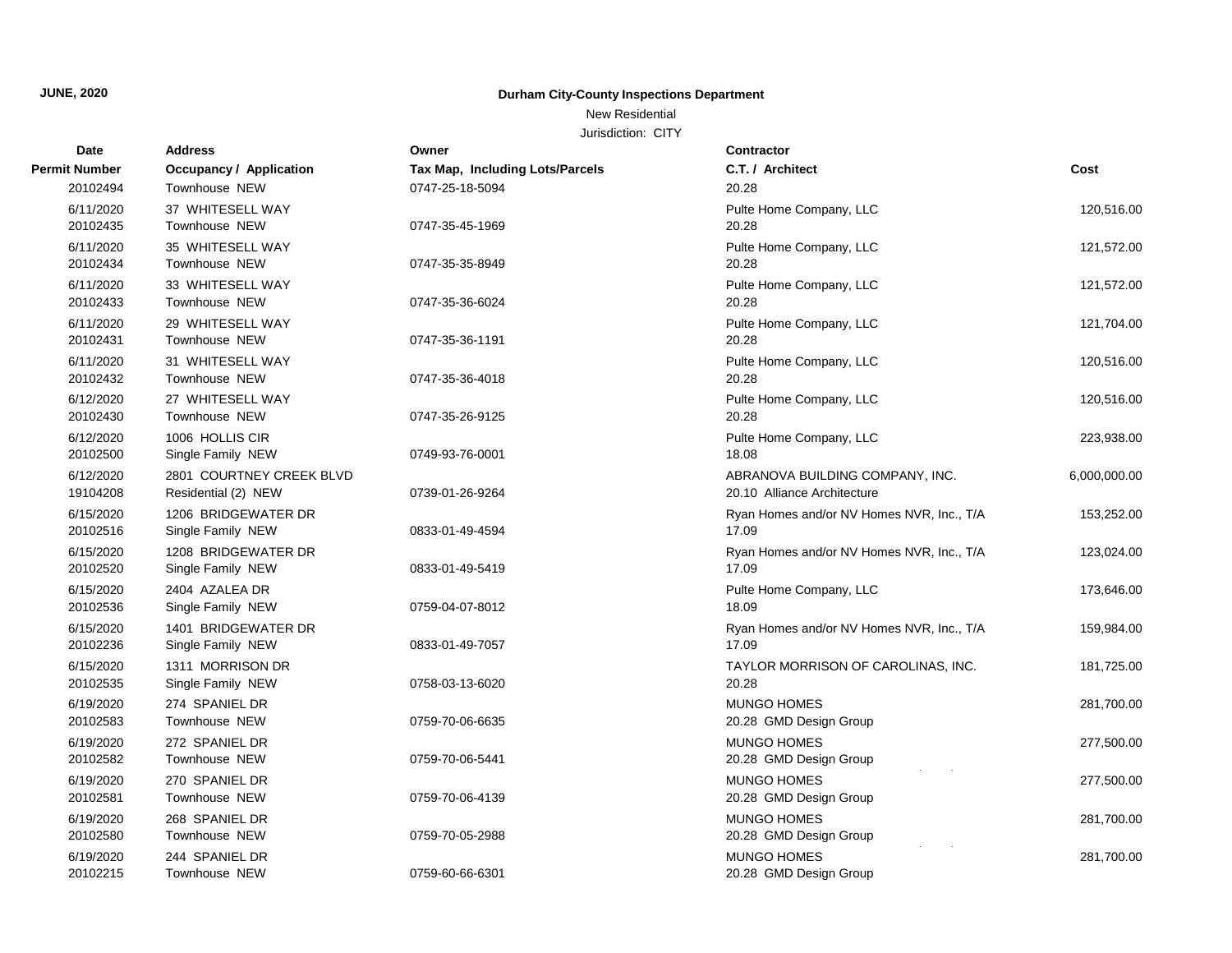**JUNE, 2020**

**Durham City-County Inspections Department**

New Residential

Jurisdiction: CITY

| Date / Permit Number | Address / Occupancy / Application | Owner / Tax Map, Including Lots/Parcels | Contractor / C.T. / Architect | Cost |
|---|---|---|---|---|
| 20102494 | Townhouse NEW | 0747-25-18-5094 | 20.28 | |
| 6/11/2020 20102435 | 37 WHITESELL WAY Townhouse NEW | 0747-35-45-1969 | Pulte Home Company, LLC 20.28 | 120,516.00 |
| 6/11/2020 20102434 | 35 WHITESELL WAY Townhouse NEW | 0747-35-35-8949 | Pulte Home Company, LLC 20.28 | 121,572.00 |
| 6/11/2020 20102433 | 33 WHITESELL WAY Townhouse NEW | 0747-35-36-6024 | Pulte Home Company, LLC 20.28 | 121,572.00 |
| 6/11/2020 20102431 | 29 WHITESELL WAY Townhouse NEW | 0747-35-36-1191 | Pulte Home Company, LLC 20.28 | 121,704.00 |
| 6/11/2020 20102432 | 31 WHITESELL WAY Townhouse NEW | 0747-35-36-4018 | Pulte Home Company, LLC 20.28 | 120,516.00 |
| 6/12/2020 20102430 | 27 WHITESELL WAY Townhouse NEW | 0747-35-26-9125 | Pulte Home Company, LLC 20.28 | 120,516.00 |
| 6/12/2020 20102500 | 1006 HOLLIS CIR Single Family NEW | 0749-93-76-0001 | Pulte Home Company, LLC 18.08 | 223,938.00 |
| 6/12/2020 19104208 | 2801 COURTNEY CREEK BLVD Residential (2) NEW | 0739-01-26-9264 | ABRANOVA BUILDING COMPANY, INC. 20.10 Alliance Architecture | 6,000,000.00 |
| 6/15/2020 20102516 | 1206 BRIDGEWATER DR Single Family NEW | 0833-01-49-4594 | Ryan Homes and/or NV Homes NVR, Inc., T/A 17.09 | 153,252.00 |
| 6/15/2020 20102520 | 1208 BRIDGEWATER DR Single Family NEW | 0833-01-49-5419 | Ryan Homes and/or NV Homes NVR, Inc., T/A 17.09 | 123,024.00 |
| 6/15/2020 20102536 | 2404 AZALEA DR Single Family NEW | 0759-04-07-8012 | Pulte Home Company, LLC 18.09 | 173,646.00 |
| 6/15/2020 20102236 | 1401 BRIDGEWATER DR Single Family NEW | 0833-01-49-7057 | Ryan Homes and/or NV Homes NVR, Inc., T/A 17.09 | 159,984.00 |
| 6/15/2020 20102535 | 1311 MORRISON DR Single Family NEW | 0758-03-13-6020 | TAYLOR MORRISON OF CAROLINAS, INC. 20.28 | 181,725.00 |
| 6/19/2020 20102583 | 274 SPANIEL DR Townhouse NEW | 0759-70-06-6635 | MUNGO HOMES 20.28 GMD Design Group | 281,700.00 |
| 6/19/2020 20102582 | 272 SPANIEL DR Townhouse NEW | 0759-70-06-5441 | MUNGO HOMES 20.28 GMD Design Group | 277,500.00 |
| 6/19/2020 20102581 | 270 SPANIEL DR Townhouse NEW | 0759-70-06-4139 | MUNGO HOMES 20.28 GMD Design Group | 277,500.00 |
| 6/19/2020 20102580 | 268 SPANIEL DR Townhouse NEW | 0759-70-05-2988 | MUNGO HOMES 20.28 GMD Design Group | 281,700.00 |
| 6/19/2020 20102215 | 244 SPANIEL DR Townhouse NEW | 0759-60-66-6301 | MUNGO HOMES 20.28 GMD Design Group | 281,700.00 |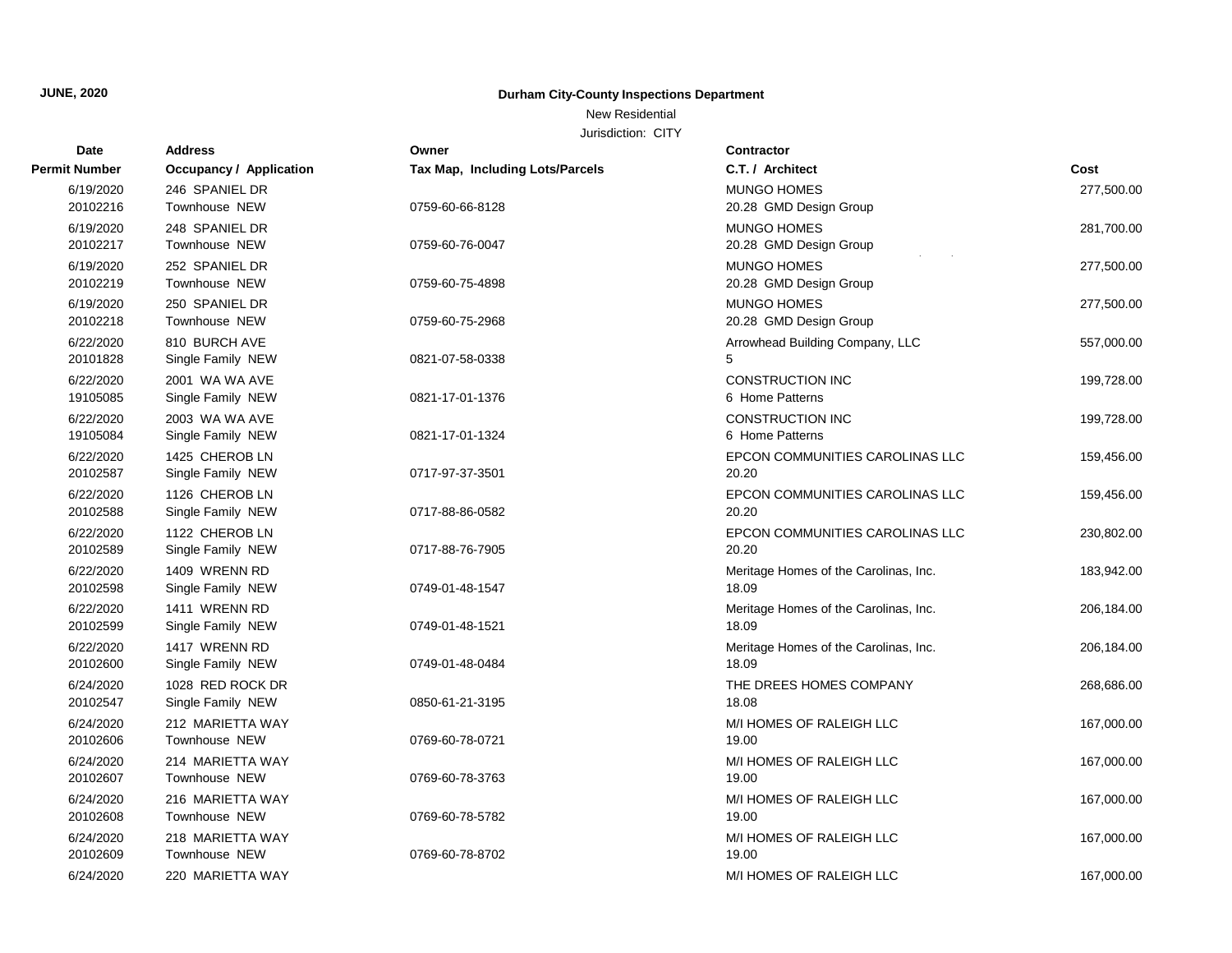**JUNE, 2020**

**Durham City-County Inspections Department**

New Residential

Jurisdiction: CITY

| Date<br>Permit Number | Address<br>Occupancy / Application | Owner<br>Tax Map, Including Lots/Parcels | Contractor<br>C.T. / Architect | Cost |
|---|---|---|---|---|
| 6/19/2020<br>20102216 | 246 SPANIEL DR<br>Townhouse NEW | 0759-60-66-8128 | MUNGO HOMES<br>20.28 GMD Design Group | 277,500.00 |
| 6/19/2020<br>20102217 | 248 SPANIEL DR<br>Townhouse NEW | 0759-60-76-0047 | MUNGO HOMES<br>20.28 GMD Design Group | 281,700.00 |
| 6/19/2020<br>20102219 | 252 SPANIEL DR<br>Townhouse NEW | 0759-60-75-4898 | MUNGO HOMES<br>20.28 GMD Design Group | 277,500.00 |
| 6/19/2020<br>20102218 | 250 SPANIEL DR<br>Townhouse NEW | 0759-60-75-2968 | MUNGO HOMES<br>20.28 GMD Design Group | 277,500.00 |
| 6/22/2020<br>20101828 | 810 BURCH AVE<br>Single Family NEW | 0821-07-58-0338 | Arrowhead Building Company, LLC<br>5 | 557,000.00 |
| 6/22/2020<br>19105085 | 2001 WA WA AVE<br>Single Family NEW | 0821-17-01-1376 | CONSTRUCTION INC<br>6 Home Patterns | 199,728.00 |
| 6/22/2020<br>19105084 | 2003 WA WA AVE<br>Single Family NEW | 0821-17-01-1324 | CONSTRUCTION INC<br>6 Home Patterns | 199,728.00 |
| 6/22/2020<br>20102587 | 1425 CHEROB LN<br>Single Family NEW | 0717-97-37-3501 | EPCON COMMUNITIES CAROLINAS LLC<br>20.20 | 159,456.00 |
| 6/22/2020<br>20102588 | 1126 CHEROB LN<br>Single Family NEW | 0717-88-86-0582 | EPCON COMMUNITIES CAROLINAS LLC<br>20.20 | 159,456.00 |
| 6/22/2020<br>20102589 | 1122 CHEROB LN<br>Single Family NEW | 0717-88-76-7905 | EPCON COMMUNITIES CAROLINAS LLC<br>20.20 | 230,802.00 |
| 6/22/2020<br>20102598 | 1409 WRENN RD<br>Single Family NEW | 0749-01-48-1547 | Meritage Homes of the Carolinas, Inc.<br>18.09 | 183,942.00 |
| 6/22/2020<br>20102599 | 1411 WRENN RD<br>Single Family NEW | 0749-01-48-1521 | Meritage Homes of the Carolinas, Inc.<br>18.09 | 206,184.00 |
| 6/22/2020<br>20102600 | 1417 WRENN RD<br>Single Family NEW | 0749-01-48-0484 | Meritage Homes of the Carolinas, Inc.<br>18.09 | 206,184.00 |
| 6/24/2020<br>20102547 | 1028 RED ROCK DR<br>Single Family NEW | 0850-61-21-3195 | THE DREES HOMES COMPANY<br>18.08 | 268,686.00 |
| 6/24/2020<br>20102606 | 212 MARIETTA WAY<br>Townhouse NEW | 0769-60-78-0721 | M/I HOMES OF RALEIGH LLC<br>19.00 | 167,000.00 |
| 6/24/2020<br>20102607 | 214 MARIETTA WAY<br>Townhouse NEW | 0769-60-78-3763 | M/I HOMES OF RALEIGH LLC<br>19.00 | 167,000.00 |
| 6/24/2020<br>20102608 | 216 MARIETTA WAY<br>Townhouse NEW | 0769-60-78-5782 | M/I HOMES OF RALEIGH LLC<br>19.00 | 167,000.00 |
| 6/24/2020<br>20102609 | 218 MARIETTA WAY<br>Townhouse NEW | 0769-60-78-8702 | M/I HOMES OF RALEIGH LLC<br>19.00 | 167,000.00 |
| 6/24/2020 | 220 MARIETTA WAY | | M/I HOMES OF RALEIGH LLC | 167,000.00 |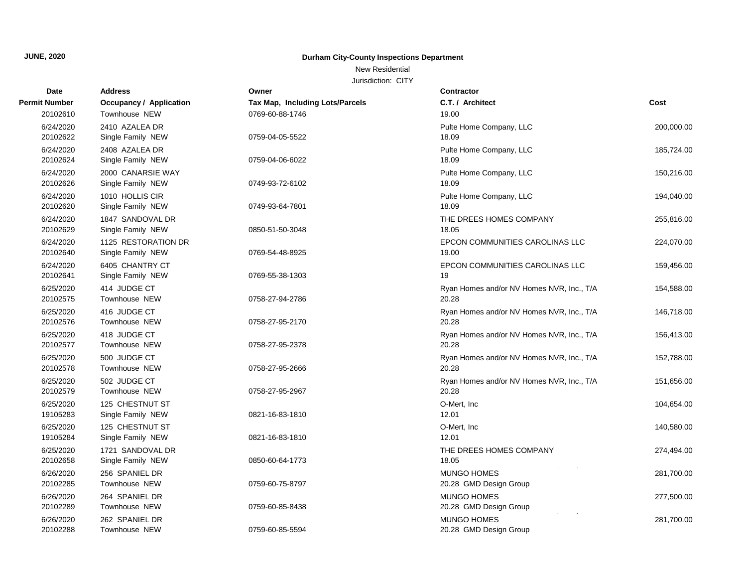**JUNE, 2020**

**Durham City-County Inspections Department**

New Residential

Jurisdiction: CITY

| Date / Permit Number | Address / Occupancy / Application | Owner / Tax Map, Including Lots/Parcels | Contractor / C.T. / Architect | Cost |
|---|---|---|---|---|
| 20102610 | Townhouse NEW | 0769-60-88-1746 | 19.00 | |
| 6/24/2020<br>20102622 | 2410 AZALEA DR<br>Single Family NEW | 0759-04-05-5522 | Pulte Home Company, LLC<br>18.09 | 200,000.00 |
| 6/24/2020<br>20102624 | 2408 AZALEA DR<br>Single Family NEW | 0759-04-06-6022 | Pulte Home Company, LLC<br>18.09 | 185,724.00 |
| 6/24/2020<br>20102626 | 2000 CANARSIE WAY<br>Single Family NEW | 0749-93-72-6102 | Pulte Home Company, LLC<br>18.09 | 150,216.00 |
| 6/24/2020<br>20102620 | 1010 HOLLIS CIR<br>Single Family NEW | 0749-93-64-7801 | Pulte Home Company, LLC<br>18.09 | 194,040.00 |
| 6/24/2020<br>20102629 | 1847 SANDOVAL DR<br>Single Family NEW | 0850-51-50-3048 | THE DREES HOMES COMPANY<br>18.05 | 255,816.00 |
| 6/24/2020<br>20102640 | 1125 RESTORATION DR<br>Single Family NEW | 0769-54-48-8925 | EPCON COMMUNITIES CAROLINAS LLC<br>19.00 | 224,070.00 |
| 6/24/2020<br>20102641 | 6405 CHANTRY CT<br>Single Family NEW | 0769-55-38-1303 | EPCON COMMUNITIES CAROLINAS LLC<br>19 | 159,456.00 |
| 6/25/2020<br>20102575 | 414 JUDGE CT<br>Townhouse NEW | 0758-27-94-2786 | Ryan Homes and/or NV Homes NVR, Inc., T/A<br>20.28 | 154,588.00 |
| 6/25/2020<br>20102576 | 416 JUDGE CT<br>Townhouse NEW | 0758-27-95-2170 | Ryan Homes and/or NV Homes NVR, Inc., T/A<br>20.28 | 146,718.00 |
| 6/25/2020<br>20102577 | 418 JUDGE CT<br>Townhouse NEW | 0758-27-95-2378 | Ryan Homes and/or NV Homes NVR, Inc., T/A<br>20.28 | 156,413.00 |
| 6/25/2020<br>20102578 | 500 JUDGE CT<br>Townhouse NEW | 0758-27-95-2666 | Ryan Homes and/or NV Homes NVR, Inc., T/A<br>20.28 | 152,788.00 |
| 6/25/2020<br>20102579 | 502 JUDGE CT<br>Townhouse NEW | 0758-27-95-2967 | Ryan Homes and/or NV Homes NVR, Inc., T/A<br>20.28 | 151,656.00 |
| 6/25/2020<br>19105283 | 125 CHESTNUT ST<br>Single Family NEW | 0821-16-83-1810 | O-Mert, Inc<br>12.01 | 104,654.00 |
| 6/25/2020<br>19105284 | 125 CHESTNUT ST<br>Single Family NEW | 0821-16-83-1810 | O-Mert, Inc<br>12.01 | 140,580.00 |
| 6/25/2020<br>20102658 | 1721 SANDOVAL DR<br>Single Family NEW | 0850-60-64-1773 | THE DREES HOMES COMPANY<br>18.05 | 274,494.00 |
| 6/26/2020<br>20102285 | 256 SPANIEL DR<br>Townhouse NEW | 0759-60-75-8797 | MUNGO HOMES<br>20.28 GMD Design Group | 281,700.00 |
| 6/26/2020<br>20102289 | 264 SPANIEL DR<br>Townhouse NEW | 0759-60-85-8438 | MUNGO HOMES<br>20.28 GMD Design Group | 277,500.00 |
| 6/26/2020<br>20102288 | 262 SPANIEL DR<br>Townhouse NEW | 0759-60-85-5594 | MUNGO HOMES<br>20.28 GMD Design Group | 281,700.00 |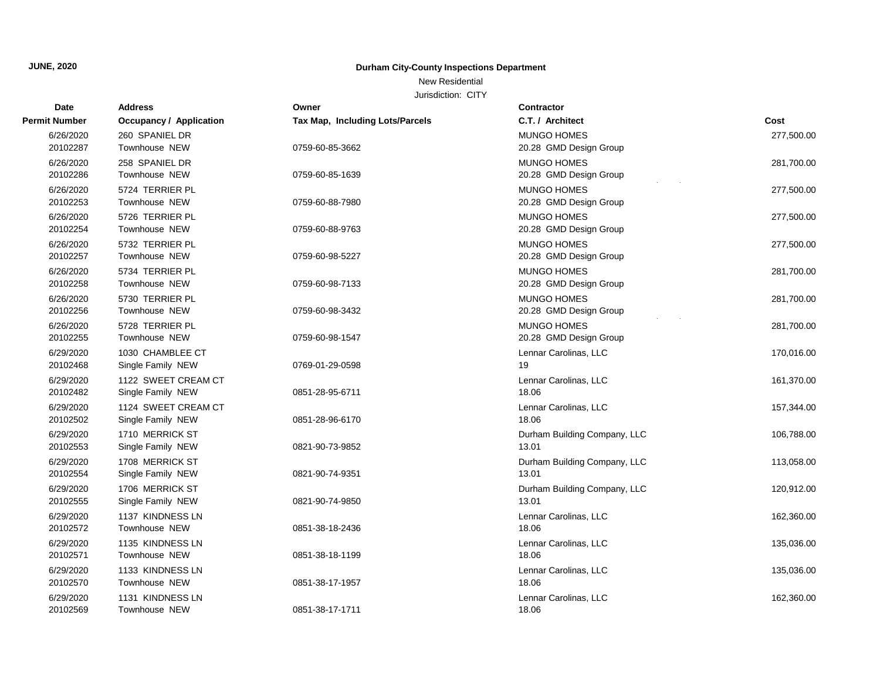**JUNE, 2020**

**Durham City-County Inspections Department**

New Residential

Jurisdiction: CITY

| Date<br>Permit Number | Address<br>Occupancy / Application | Owner<br>Tax Map, Including Lots/Parcels | Contractor<br>C.T. / Architect | Cost |
|---|---|---|---|---|
| 6/26/2020<br>20102287 | 260 SPANIEL DR<br>Townhouse NEW | 0759-60-85-3662 | MUNGO HOMES<br>20.28 GMD Design Group | 277,500.00 |
| 6/26/2020<br>20102286 | 258 SPANIEL DR<br>Townhouse NEW | 0759-60-85-1639 | MUNGO HOMES<br>20.28 GMD Design Group | 281,700.00 |
| 6/26/2020<br>20102253 | 5724 TERRIER PL<br>Townhouse NEW | 0759-60-88-7980 | MUNGO HOMES<br>20.28 GMD Design Group | 277,500.00 |
| 6/26/2020<br>20102254 | 5726 TERRIER PL<br>Townhouse NEW | 0759-60-88-9763 | MUNGO HOMES<br>20.28 GMD Design Group | 277,500.00 |
| 6/26/2020<br>20102257 | 5732 TERRIER PL<br>Townhouse NEW | 0759-60-98-5227 | MUNGO HOMES<br>20.28 GMD Design Group | 277,500.00 |
| 6/26/2020<br>20102258 | 5734 TERRIER PL<br>Townhouse NEW | 0759-60-98-7133 | MUNGO HOMES<br>20.28 GMD Design Group | 281,700.00 |
| 6/26/2020<br>20102256 | 5730 TERRIER PL<br>Townhouse NEW | 0759-60-98-3432 | MUNGO HOMES<br>20.28 GMD Design Group | 281,700.00 |
| 6/26/2020<br>20102255 | 5728 TERRIER PL<br>Townhouse NEW | 0759-60-98-1547 | MUNGO HOMES<br>20.28 GMD Design Group | 281,700.00 |
| 6/29/2020<br>20102468 | 1030 CHAMBLEE CT<br>Single Family NEW | 0769-01-29-0598 | Lennar Carolinas, LLC<br>19 | 170,016.00 |
| 6/29/2020<br>20102482 | 1122 SWEET CREAM CT<br>Single Family NEW | 0851-28-95-6711 | Lennar Carolinas, LLC<br>18.06 | 161,370.00 |
| 6/29/2020<br>20102502 | 1124 SWEET CREAM CT<br>Single Family NEW | 0851-28-96-6170 | Lennar Carolinas, LLC<br>18.06 | 157,344.00 |
| 6/29/2020<br>20102553 | 1710 MERRICK ST<br>Single Family NEW | 0821-90-73-9852 | Durham Building Company, LLC<br>13.01 | 106,788.00 |
| 6/29/2020<br>20102554 | 1708 MERRICK ST<br>Single Family NEW | 0821-90-74-9351 | Durham Building Company, LLC<br>13.01 | 113,058.00 |
| 6/29/2020<br>20102555 | 1706 MERRICK ST<br>Single Family NEW | 0821-90-74-9850 | Durham Building Company, LLC<br>13.01 | 120,912.00 |
| 6/29/2020<br>20102572 | 1137 KINDNESS LN<br>Townhouse NEW | 0851-38-18-2436 | Lennar Carolinas, LLC<br>18.06 | 162,360.00 |
| 6/29/2020<br>20102571 | 1135 KINDNESS LN<br>Townhouse NEW | 0851-38-18-1199 | Lennar Carolinas, LLC<br>18.06 | 135,036.00 |
| 6/29/2020<br>20102570 | 1133 KINDNESS LN<br>Townhouse NEW | 0851-38-17-1957 | Lennar Carolinas, LLC<br>18.06 | 135,036.00 |
| 6/29/2020<br>20102569 | 1131 KINDNESS LN<br>Townhouse NEW | 0851-38-17-1711 | Lennar Carolinas, LLC<br>18.06 | 162,360.00 |